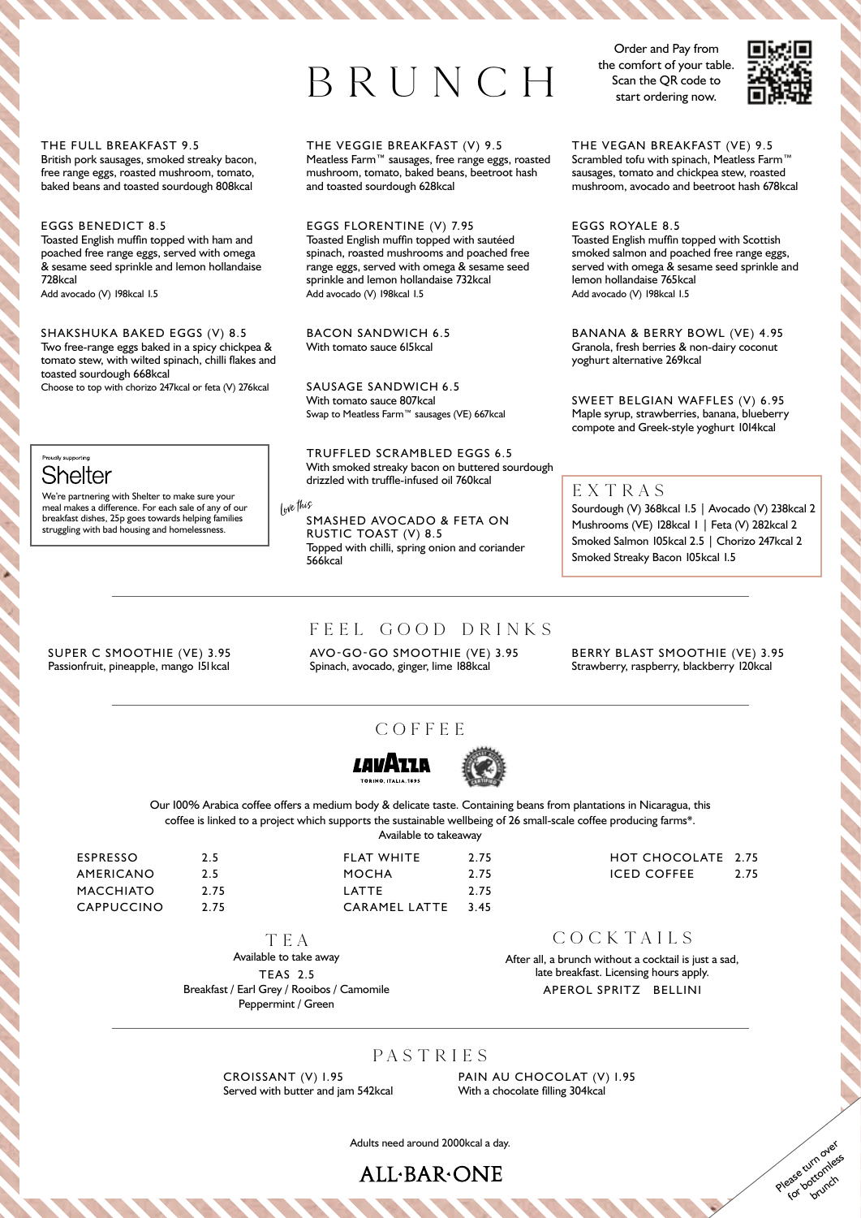# BRUNCH

Order and Pay from the comfort of your table. Scan the QR code to start ordering now.

**THE FULL BREAKFAST 9.5**
British pork sausages, smoked streaky bacon, free range eggs, roasted mushroom, tomato, baked beans and toasted sourdough 808kcal

**EGGS BENEDICT 8.5**
Toasted English muffin topped with ham and poached free range eggs, served with omega & sesame seed sprinkle and lemon hollandaise 728kcal
Add avocado (V) 198kcal 1.5

**SHAKSHUKA BAKED EGGS (V) 8.5**
Two free-range eggs baked in a spicy chickpea & tomato stew, with wilted spinach, chilli flakes and toasted sourdough 668kcal
Choose to top with chorizo 247kcal or feta (V) 276kcal

Proudly supporting
**Shelter**
We're partnering with Shelter to make sure your meal makes a difference. For each sale of any of our breakfast dishes, 25p goes towards helping families struggling with bad housing and homelessness.

**THE VEGGIE BREAKFAST (V) 9.5**
Meatless Farm™ sausages, free range eggs, roasted mushroom, tomato, baked beans, beetroot hash and toasted sourdough 628kcal

**EGGS FLORENTINE (V) 7.95**
Toasted English muffin topped with sautéed spinach, roasted mushrooms and poached free range eggs, served with omega & sesame seed sprinkle and lemon hollandaise 732kcal
Add avocado (V) 198kcal 1.5

**BACON SANDWICH 6.5**
With tomato sauce 615kcal

**SAUSAGE SANDWICH 6.5**
With tomato sauce 807kcal
Swap to Meatless Farm™ sausages (VE) 667kcal

**TRUFFLED SCRAMBLED EGGS 6.5**
With smoked streaky bacon on buttered sourdough drizzled with truffle-infused oil 760kcal

*love this*
**SMASHED AVOCADO & FETA ON RUSTIC TOAST (V) 8.5**
Topped with chilli, spring onion and coriander 566kcal

**THE VEGAN BREAKFAST (VE) 9.5**
Scrambled tofu with spinach, Meatless Farm™ sausages, tomato and chickpea stew, roasted mushroom, avocado and beetroot hash 678kcal

**EGGS ROYALE 8.5**
Toasted English muffin topped with Scottish smoked salmon and poached free range eggs, served with omega & sesame seed sprinkle and lemon hollandaise 765kcal
Add avocado (V) 198kcal 1.5

**BANANA & BERRY BOWL (VE) 4.95**
Granola, fresh berries & non-dairy coconut yoghurt alternative 269kcal

**SWEET BELGIAN WAFFLES (V) 6.95**
Maple syrup, strawberries, banana, blueberry compote and Greek-style yoghurt 1014kcal

## EXTRAS

Sourdough (V) 368kcal 1.5 | Avocado (V) 238kcal 2
Mushrooms (VE) 128kcal 1 | Feta (V) 282kcal 2
Smoked Salmon 105kcal 2.5 | Chorizo 247kcal 2
Smoked Streaky Bacon 105kcal 1.5

## FEEL GOOD DRINKS

**SUPER C SMOOTHIE (VE) 3.95**
Passionfruit, pineapple, mango 151kcal

**AVO-GO-GO SMOOTHIE (VE) 3.95**
Spinach, avocado, ginger, lime 188kcal

**BERRY BLAST SMOOTHIE (VE) 3.95**
Strawberry, raspberry, blackberry 120kcal

## COFFEE

LAVAZZA TORINO, ITALIA, 1895

Our 100% Arabica coffee offers a medium body & delicate taste. Containing beans from plantations in Nicaragua, this coffee is linked to a project which supports the sustainable wellbeing of 26 small-scale coffee producing farms*.
Available to takeaway

| | | | | | |
|---|---|---|---|---|---|
| ESPRESSO | 2.5 | FLAT WHITE | 2.75 | HOT CHOCOLATE | 2.75 |
| AMERICANO | 2.5 | MOCHA | 2.75 | ICED COFFEE | 2.75 |
| MACCHIATO | 2.75 | LATTE | 2.75 | | |
| CAPPUCCINO | 2.75 | CARAMEL LATTE | 3.45 | | |

## TEA

Available to take away

**TEAS 2.5**
Breakfast / Earl Grey / Rooibos / Camomile
Peppermint / Green

## COCKTAILS

After all, a brunch without a cocktail is just a sad, late breakfast. Licensing hours apply.

APEROL SPRITZ   BELLINI

## PASTRIES

**CROISSANT (V) 1.95**
Served with butter and jam 542kcal

**PAIN AU CHOCOLAT (V) 1.95**
With a chocolate filling 304kcal

Adults need around 2000kcal a day.

ALL·BAR·ONE

Please turn over for bottomless brunch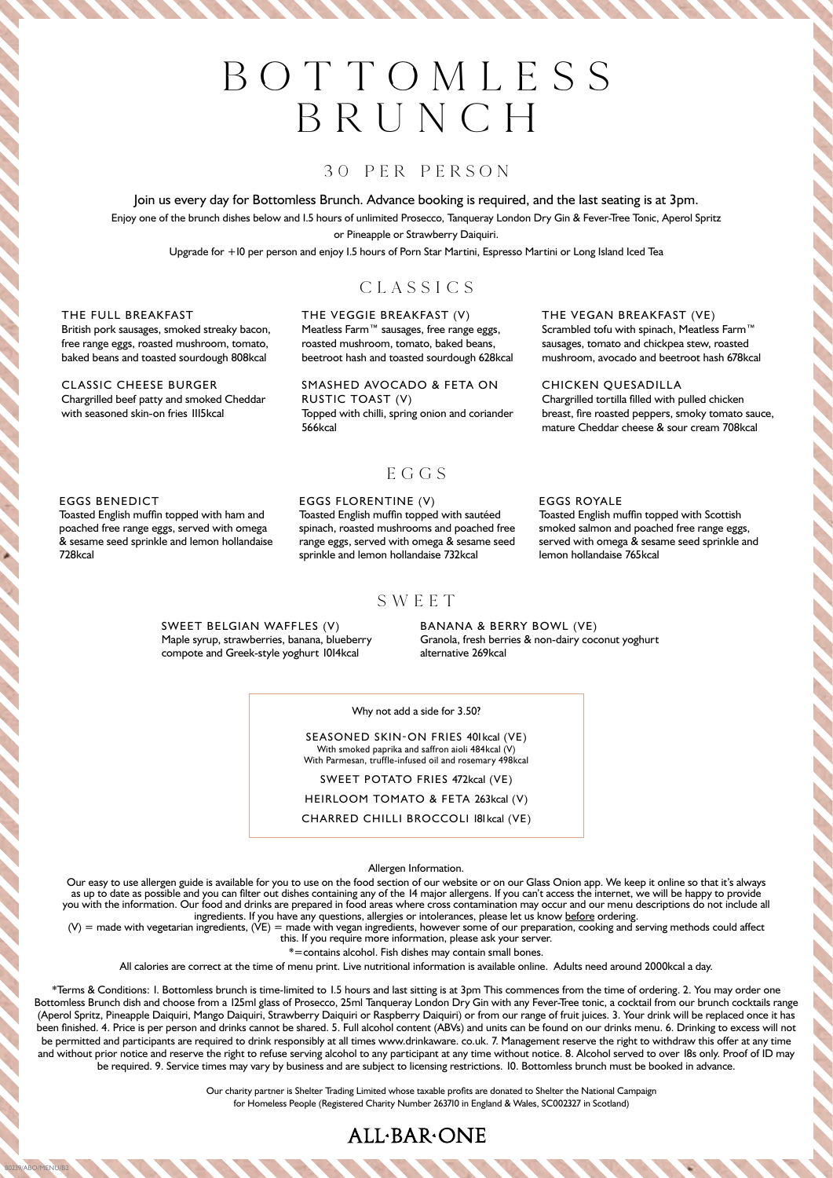# BOTTOMLESS BRUNCH

## 30 PER PERSON

Join us every day for Bottomless Brunch. Advance booking is required, and the last seating is at 3pm.

Enjoy one of the brunch dishes below and 1.5 hours of unlimited Prosecco, Tanqueray London Dry Gin & Fever-Tree Tonic, Aperol Spritz or Pineapple or Strawberry Daiquiri.

Upgrade for +10 per person and enjoy 1.5 hours of Porn Star Martini, Espresso Martini or Long Island Iced Tea

## CLASSICS

**THE FULL BREAKFAST**
British pork sausages, smoked streaky bacon, free range eggs, roasted mushroom, tomato, baked beans and toasted sourdough 808kcal

**THE VEGGIE BREAKFAST (V)**
Meatless Farm™ sausages, free range eggs, roasted mushroom, tomato, baked beans, beetroot hash and toasted sourdough 628kcal

**THE VEGAN BREAKFAST (VE)**
Scrambled tofu with spinach, Meatless Farm™ sausages, tomato and chickpea stew, roasted mushroom, avocado and beetroot hash 678kcal

**CLASSIC CHEESE BURGER**
Chargrilled beef patty and smoked Cheddar with seasoned skin-on fries 1115kcal

**SMASHED AVOCADO & FETA ON RUSTIC TOAST (V)**
Topped with chilli, spring onion and coriander 566kcal

**CHICKEN QUESADILLA**
Chargrilled tortilla filled with pulled chicken breast, fire roasted peppers, smoky tomato sauce, mature Cheddar cheese & sour cream 708kcal

## EGGS

**EGGS BENEDICT**
Toasted English muffin topped with ham and poached free range eggs, served with omega & sesame seed sprinkle and lemon hollandaise 728kcal

**EGGS FLORENTINE (V)**
Toasted English muffin topped with sautéed spinach, roasted mushrooms and poached free range eggs, served with omega & sesame seed sprinkle and lemon hollandaise 732kcal

**EGGS ROYALE**
Toasted English muffin topped with Scottish smoked salmon and poached free range eggs, served with omega & sesame seed sprinkle and lemon hollandaise 765kcal

## SWEET

**SWEET BELGIAN WAFFLES (V)**
Maple syrup, strawberries, banana, blueberry compote and Greek-style yoghurt 1014kcal

**BANANA & BERRY BOWL (VE)**
Granola, fresh berries & non-dairy coconut yoghurt alternative 269kcal

Why not add a side for 3.50?

SEASONED SKIN-ON FRIES 401kcal (VE)
With smoked paprika and saffron aioli 484kcal (V)
With Parmesan, truffle-infused oil and rosemary 498kcal

SWEET POTATO FRIES 472kcal (VE)

HEIRLOOM TOMATO & FETA 263kcal (V)

CHARRED CHILLI BROCCOLI 181kcal (VE)

Allergen Information.

Our easy to use allergen guide is available for you to use on the food section of our website or on our Glass Onion app. We keep it online so that it's always as up to date as possible and you can filter out dishes containing any of the 14 major allergens. If you can't access the internet, we will be happy to provide you with the information. Our food and drinks are prepared in food areas where cross contamination may occur and our menu descriptions do not include all ingredients. If you have any questions, allergies or intolerances, please let us know before ordering.

(V) = made with vegetarian ingredients, (VE) = made with vegan ingredients, however some of our preparation, cooking and serving methods could affect this. If you require more information, please ask your server.

*=contains alcohol. Fish dishes may contain small bones.

All calories are correct at the time of menu print. Live nutritional information is available online. Adults need around 2000kcal a day.

*Terms & Conditions: 1. Bottomless brunch is time-limited to 1.5 hours and last sitting is at 3pm This commences from the time of ordering. 2. You may order one Bottomless Brunch dish and choose from a 125ml glass of Prosecco, 25ml Tanqueray London Dry Gin with any Fever-Tree tonic, a cocktail from our brunch cocktails range (Aperol Spritz, Pineapple Daiquiri, Mango Daiquiri, Strawberry Daiquiri or Raspberry Daiquiri) or from our range of fruit juices. 3. Your drink will be replaced once it has been finished. 4. Price is per person and drinks cannot be shared. 5. Full alcohol content (ABVs) and units can be found on our drinks menu. 6. Drinking to excess will not be permitted and participants are required to drink responsibly at all times www.drinkaware.co.uk. 7. Management reserve the right to withdraw this offer at any time and without prior notice and reserve the right to refuse serving alcohol to any participant at any time without notice. 8. Alcohol served to over 18s only. Proof of ID may be required. 9. Service times may vary by business and are subject to licensing restrictions. 10. Bottomless brunch must be booked in advance.

Our charity partner is Shelter Trading Limited whose taxable profits are donated to Shelter the National Campaign for Homeless People (Registered Charity Number 263710 in England & Wales, SC002327 in Scotland)

ALL·BAR·ONE